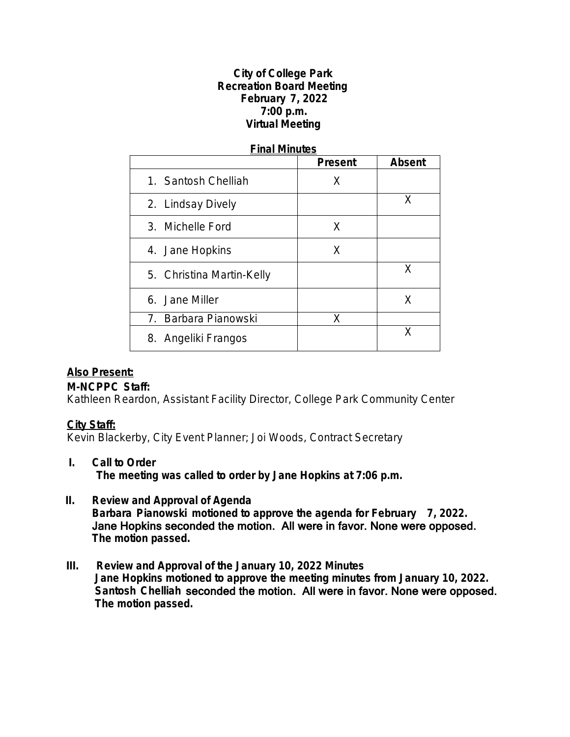**City of College Park**
**Recreation Board Meeting**
**February 7, 2022**
**7:00 p.m.**
**Virtual Meeting**

**Final Minutes**

| | Present | Absent |
|---|---|---|
| 1. Santosh Chelliah | X | |
| 2. Lindsay Dively | | X |
| 3. Michelle Ford | X | |
| 4. Jane Hopkins | X | |
| 5. Christina Martin-Kelly | | X |
| 6. Jane Miller | | X |
| 7. Barbara Pianowski | X | |
| 8. Angeliki Frangos | | X |

**Also Present:**

**M-NCPPC Staff:**
Kathleen Reardon, Assistant Facility Director, College Park Community Center

**City Staff:**
Kevin Blackerby, City Event Planner; Joi Woods, Contract Secretary

**I. Call to Order**
**The meeting was called to order by Jane Hopkins at 7:06 p.m.**

**II. Review and Approval of Agenda**
**Barbara Pianowski motioned to approve the agenda for February 7, 2022. Jane Hopkins seconded the motion. All were in favor. None were opposed. The motion passed.**

**III. Review and Approval of the January 10, 2022 Minutes**
**Jane Hopkins motioned to approve the meeting minutes from January 10, 2022. Santosh Chelliah seconded the motion. All were in favor. None were opposed. The motion passed.**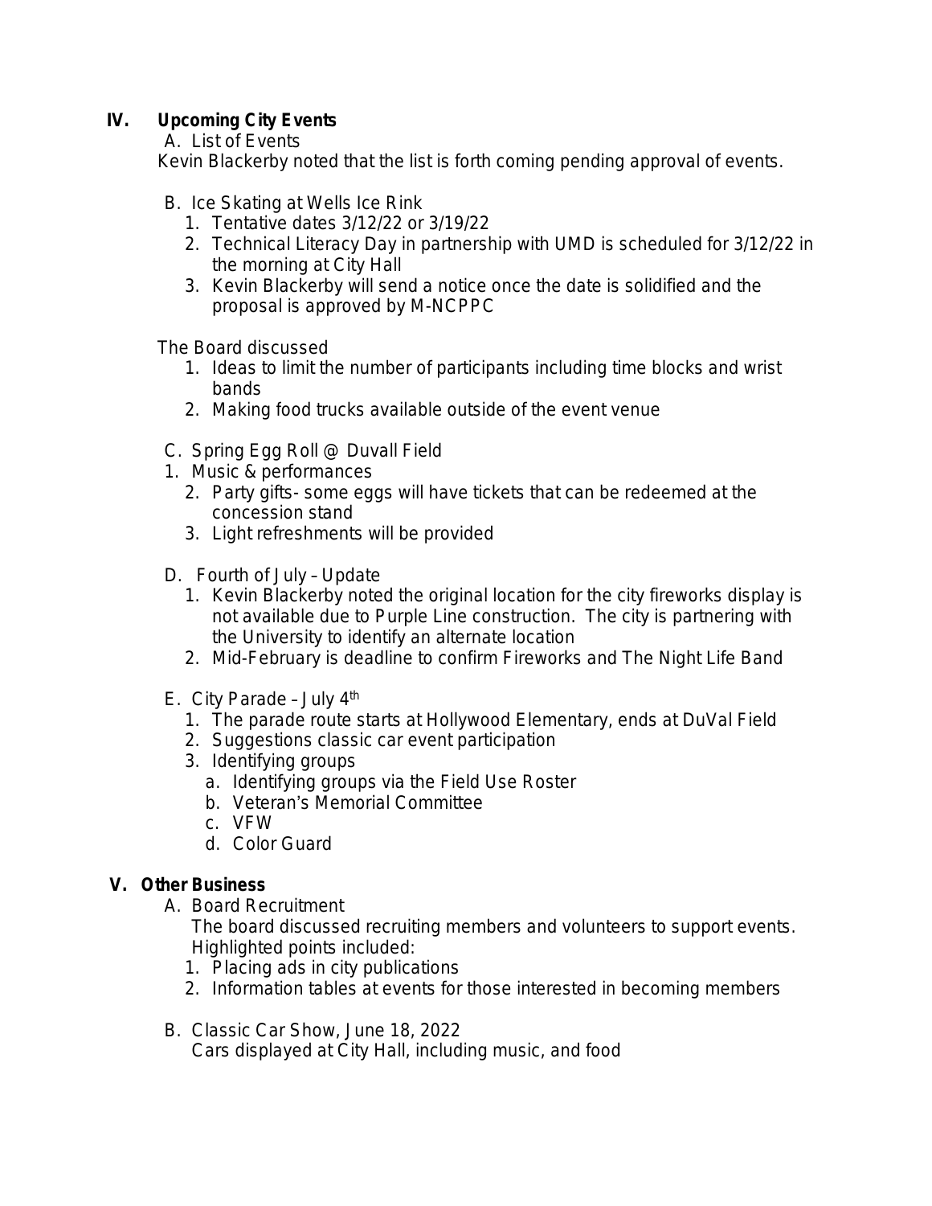## IV. Upcoming City Events

A. List of Events

Kevin Blackerby noted that the list is forth coming pending approval of events.

B. Ice Skating at Wells Ice Rink

1. Tentative dates 3/12/22 or 3/19/22
2. Technical Literacy Day in partnership with UMD is scheduled for 3/12/22 in the morning at City Hall
3. Kevin Blackerby will send a notice once the date is solidified and the proposal is approved by M-NCPPC

The Board discussed

1. Ideas to limit the number of participants including time blocks and wrist bands
2. Making food trucks available outside of the event venue

C. Spring Egg Roll @ Duvall Field

1. Music & performances
2. Party gifts- some eggs will have tickets that can be redeemed at the concession stand
3. Light refreshments will be provided

D. Fourth of July – Update

1. Kevin Blackerby noted the original location for the city fireworks display is not available due to Purple Line construction. The city is partnering with the University to identify an alternate location
2. Mid-February is deadline to confirm Fireworks and The Night Life Band

E. City Parade – July 4th

1. The parade route starts at Hollywood Elementary, ends at DuVal Field
2. Suggestions classic car event participation
3. Identifying groups
   a. Identifying groups via the Field Use Roster
   b. Veteran's Memorial Committee
   c. VFW
   d. Color Guard

## V. Other Business

A. Board Recruitment

The board discussed recruiting members and volunteers to support events. Highlighted points included:

1. Placing ads in city publications
2. Information tables at events for those interested in becoming members

B. Classic Car Show, June 18, 2022

Cars displayed at City Hall, including music, and food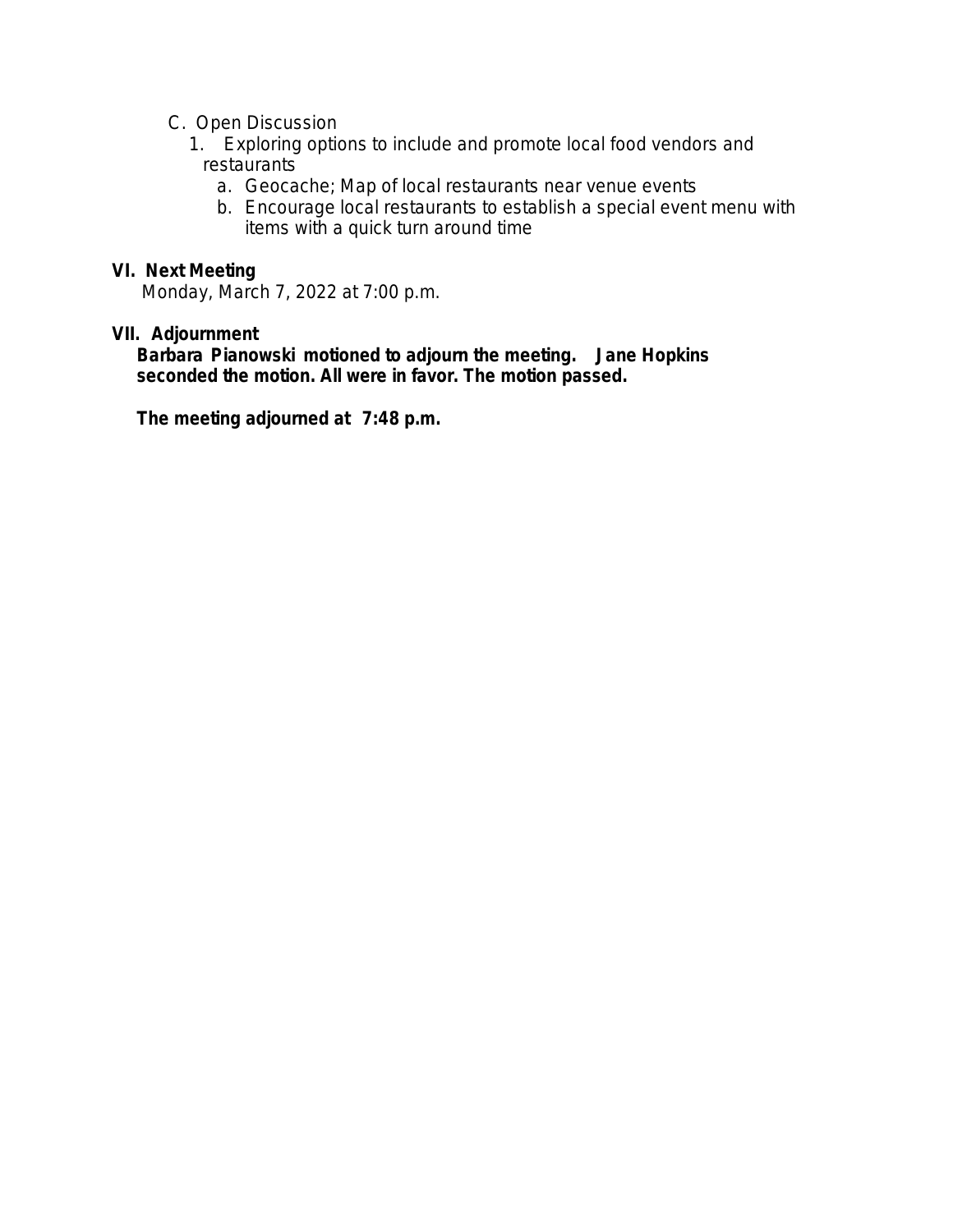C. Open Discussion

1. Exploring options to include and promote local food vendors and restaurants
   a. Geocache; Map of local restaurants near venue events
   b. Encourage local restaurants to establish a special event menu with items with a quick turn around time

**VI. Next Meeting**

Monday, March 7, 2022 at 7:00 p.m.

**VII. Adjournment**

**Barbara Pianowski motioned to adjourn the meeting. Jane Hopkins seconded the motion. All were in favor. The motion passed.**

**The meeting adjourned at 7:48 p.m.**